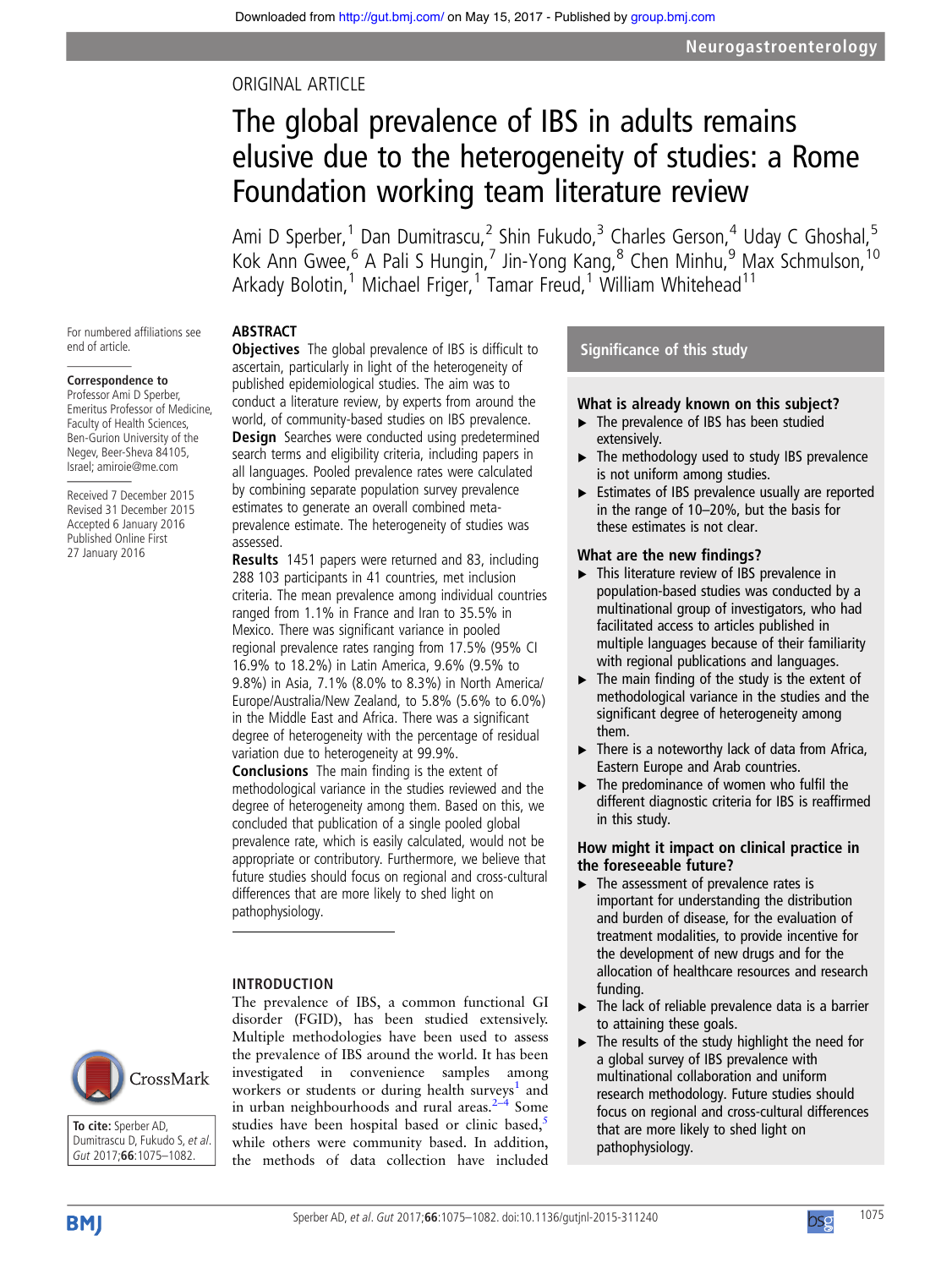ORIGINAL ARTICLE

# The global prevalence of IBS in adults remains elusive due to the heterogeneity of studies: a Rome Foundation working team literature review

Ami D Sperber,[1] Dan Dumitrascu,[2] Shin Fukudo,[3] Charles Gerson,[4] Uday C Ghoshal,[5] Kok Ann Gwee,[6] A Pali S Hungin,[7] Jin-Yong Kang,[8] Chen Minhu,[9] Max Schmulson,[10] Arkady Bolotin,[1] Michael Friger,[1] Tamar Freud,[1] William Whitehead[11]

For numbered affiliations see end of article.

**Correspondence to**
Professor Ami D Sperber, Emeritus Professor of Medicine, Faculty of Health Sciences, Ben-Gurion University of the Negev, Beer-Sheva 84105, Israel; amiroie@me.com

Received 7 December 2015
Revised 31 December 2015
Accepted 6 January 2016
Published Online First 27 January 2016

## ABSTRACT

**Objectives** The global prevalence of IBS is difficult to ascertain, particularly in light of the heterogeneity of published epidemiological studies. The aim was to conduct a literature review, by experts from around the world, of community-based studies on IBS prevalence.

**Design** Searches were conducted using predetermined search terms and eligibility criteria, including papers in all languages. Pooled prevalence rates were calculated by combining separate population survey prevalence estimates to generate an overall combined meta-prevalence estimate. The heterogeneity of studies was assessed.

**Results** 1451 papers were returned and 83, including 288 103 participants in 41 countries, met inclusion criteria. The mean prevalence among individual countries ranged from 1.1% in France and Iran to 35.5% in Mexico. There was significant variance in pooled regional prevalence rates ranging from 17.5% (95% CI 16.9% to 18.2%) in Latin America, 9.6% (9.5% to 9.8%) in Asia, 7.1% (8.0% to 8.3%) in North America/Europe/Australia/New Zealand, to 5.8% (5.6% to 6.0%) in the Middle East and Africa. There was a significant degree of heterogeneity with the percentage of residual variation due to heterogeneity at 99.9%.

**Conclusions** The main finding is the extent of methodological variance in the studies reviewed and the degree of heterogeneity among them. Based on this, we concluded that publication of a single pooled global prevalence rate, which is easily calculated, would not be appropriate or contributory. Furthermore, we believe that future studies should focus on regional and cross-cultural differences that are more likely to shed light on pathophysiology.

## Significance of this study

### What is already known on this subject?

- The prevalence of IBS has been studied extensively.
- The methodology used to study IBS prevalence is not uniform among studies.
- Estimates of IBS prevalence usually are reported in the range of 10–20%, but the basis for these estimates is not clear.

### What are the new findings?

- This literature review of IBS prevalence in population-based studies was conducted by a multinational group of investigators, who had facilitated access to articles published in multiple languages because of their familiarity with regional publications and languages.
- The main finding of the study is the extent of methodological variance in the studies and the significant degree of heterogeneity among them.
- There is a noteworthy lack of data from Africa, Eastern Europe and Arab countries.
- The predominance of women who fulfil the different diagnostic criteria for IBS is reaffirmed in this study.

### How might it impact on clinical practice in the foreseeable future?

- The assessment of prevalence rates is important for understanding the distribution and burden of disease, for the evaluation of treatment modalities, to provide incentive for the development of new drugs and for the allocation of healthcare resources and research funding.
- The lack of reliable prevalence data is a barrier to attaining these goals.
- The results of the study highlight the need for a global survey of IBS prevalence with multinational collaboration and uniform research methodology. Future studies should focus on regional and cross-cultural differences that are more likely to shed light on pathophysiology.

## INTRODUCTION

The prevalence of IBS, a common functional GI disorder (FGID), has been studied extensively. Multiple methodologies have been used to assess the prevalence of IBS around the world. It has been investigated in convenience samples among workers or students or during health surveys[1] and in urban neighbourhoods and rural areas.[2–4] Some studies have been hospital based or clinic based,[5] while others were community based. In addition, the methods of data collection have included

**To cite:** Sperber AD, Dumitrascu D, Fukudo S, et al. *Gut* 2017;**66**:1075–1082.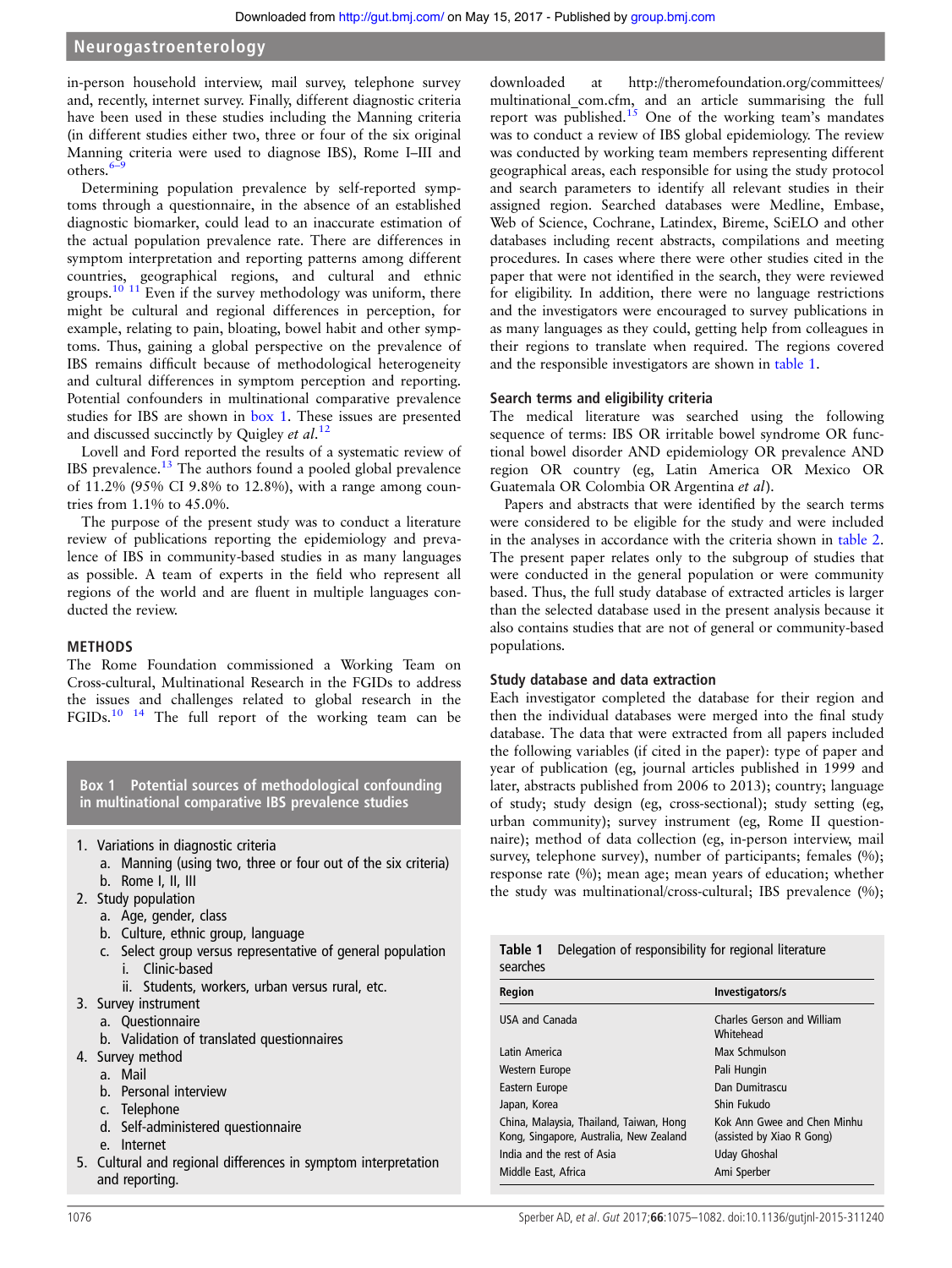in-person household interview, mail survey, telephone survey and, recently, internet survey. Finally, different diagnostic criteria have been used in these studies including the Manning criteria (in different studies either two, three or four of the six original Manning criteria were used to diagnose IBS), Rome I–III and others.[6–9]

Determining population prevalence by self-reported symptoms through a questionnaire, in the absence of an established diagnostic biomarker, could lead to an inaccurate estimation of the actual population prevalence rate. There are differences in symptom interpretation and reporting patterns among different countries, geographical regions, and cultural and ethnic groups.[10 11] Even if the survey methodology was uniform, there might be cultural and regional differences in perception, for example, relating to pain, bloating, bowel habit and other symptoms. Thus, gaining a global perspective on the prevalence of IBS remains difficult because of methodological heterogeneity and cultural differences in symptom perception and reporting. Potential confounders in multinational comparative prevalence studies for IBS are shown in box 1. These issues are presented and discussed succinctly by Quigley *et al*.[12]

Lovell and Ford reported the results of a systematic review of IBS prevalence.[13] The authors found a pooled global prevalence of 11.2% (95% CI 9.8% to 12.8%), with a range among countries from 1.1% to 45.0%.

The purpose of the present study was to conduct a literature review of publications reporting the epidemiology and prevalence of IBS in community-based studies in as many languages as possible. A team of experts in the field who represent all regions of the world and are fluent in multiple languages conducted the review.

**Box 1 Potential sources of methodological confounding in multinational comparative IBS prevalence studies**

1. Variations in diagnostic criteria
   a. Manning (using two, three or four out of the six criteria)
   b. Rome I, II, III
2. Study population
   a. Age, gender, class
   b. Culture, ethnic group, language
   c. Select group versus representative of general population
      i. Clinic-based
      ii. Students, workers, urban versus rural, etc.
3. Survey instrument
   a. Questionnaire
   b. Validation of translated questionnaires
4. Survey method
   a. Mail
   b. Personal interview
   c. Telephone
   d. Self-administered questionnaire
   e. Internet
5. Cultural and regional differences in symptom interpretation and reporting.

## METHODS

The Rome Foundation commissioned a Working Team on Cross-cultural, Multinational Research in the FGIDs to address the issues and challenges related to global research in the FGIDs.[10 14] The full report of the working team can be downloaded at http://theromefoundation.org/committees/multinational_com.cfm, and an article summarising the full report was published.[15] One of the working team's mandates was to conduct a review of IBS global epidemiology. The review was conducted by working team members representing different geographical areas, each responsible for using the study protocol and search parameters to identify all relevant studies in their assigned region. Searched databases were Medline, Embase, Web of Science, Cochrane, Latindex, Bireme, SciELO and other databases including recent abstracts, compilations and meeting procedures. In cases where there were other studies cited in the paper that were not identified in the search, they were reviewed for eligibility. In addition, there were no language restrictions and the investigators were encouraged to survey publications in as many languages as they could, getting help from colleagues in their regions to translate when required. The regions covered and the responsible investigators are shown in table 1.

### Search terms and eligibility criteria

The medical literature was searched using the following sequence of terms: IBS OR irritable bowel syndrome OR functional bowel disorder AND epidemiology OR prevalence AND region OR country (eg, Latin America OR Mexico OR Guatemala OR Colombia OR Argentina *et al*).

Papers and abstracts that were identified by the search terms were considered to be eligible for the study and were included in the analyses in accordance with the criteria shown in table 2. The present paper relates only to the subgroup of studies that were conducted in the general population or were community based. Thus, the full study database of extracted articles is larger than the selected database used in the present analysis because it also contains studies that are not of general or community-based populations.

### Study database and data extraction

Each investigator completed the database for their region and then the individual databases were merged into the final study database. The data that were extracted from all papers included the following variables (if cited in the paper): type of paper and year of publication (eg, journal articles published in 1999 and later, abstracts published from 2006 to 2013); country; language of study; study design (eg, cross-sectional); study setting (eg, urban community); survey instrument (eg, Rome II questionnaire); method of data collection (eg, in-person interview, mail survey, telephone survey), number of participants; females (%); response rate (%); mean age; mean years of education; whether the study was multinational/cross-cultural; IBS prevalence (%);

**Table 1** Delegation of responsibility for regional literature searches

| Region | Investigators/s |
|---|---|
| USA and Canada | Charles Gerson and William Whitehead |
| Latin America | Max Schmulson |
| Western Europe | Pali Hungin |
| Eastern Europe | Dan Dumitrascu |
| Japan, Korea | Shin Fukudo |
| China, Malaysia, Thailand, Taiwan, Hong Kong, Singapore, Australia, New Zealand | Kok Ann Gwee and Chen Minhu (assisted by Xiao R Gong) |
| India and the rest of Asia | Uday Ghoshal |
| Middle East, Africa | Ami Sperber |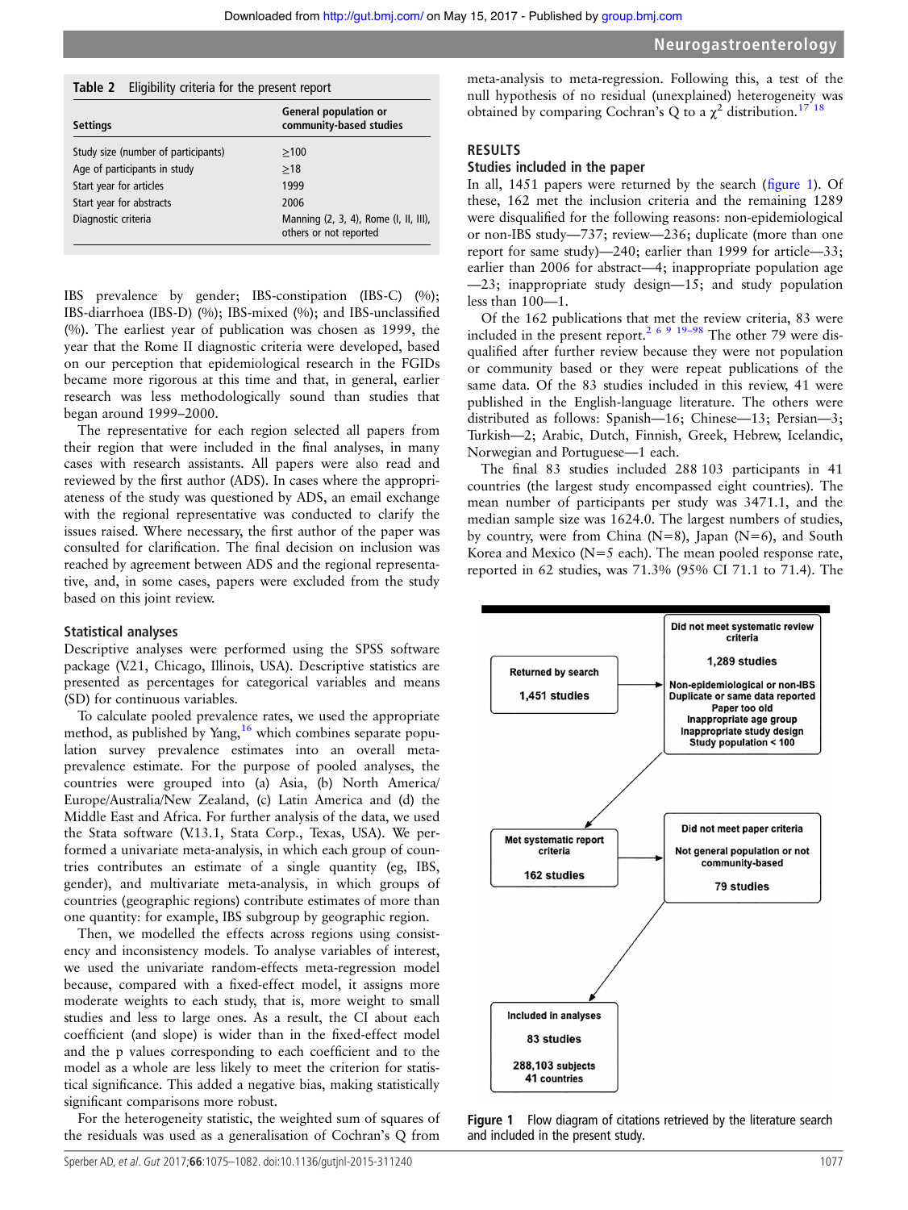Table 2 Eligibility criteria for the present report

| Settings | General population or community-based studies |
|---|---|
| Study size (number of participants) | ≥100 |
| Age of participants in study | ≥18 |
| Start year for articles | 1999 |
| Start year for abstracts | 2006 |
| Diagnostic criteria | Manning (2, 3, 4), Rome (I, II, III), others or not reported |

IBS prevalence by gender; IBS-constipation (IBS-C) (%); IBS-diarrhoea (IBS-D) (%); IBS-mixed (%); and IBS-unclassified (%). The earliest year of publication was chosen as 1999, the year that the Rome II diagnostic criteria were developed, based on our perception that epidemiological research in the FGIDs became more rigorous at this time and that, in general, earlier research was less methodologically sound than studies that began around 1999–2000.

The representative for each region selected all papers from their region that were included in the final analyses, in many cases with research assistants. All papers were also read and reviewed by the first author (ADS). In cases where the appropriateness of the study was questioned by ADS, an email exchange with the regional representative was conducted to clarify the issues raised. Where necessary, the first author of the paper was consulted for clarification. The final decision on inclusion was reached by agreement between ADS and the regional representative, and, in some cases, papers were excluded from the study based on this joint review.

### Statistical analyses

Descriptive analyses were performed using the SPSS software package (V.21, Chicago, Illinois, USA). Descriptive statistics are presented as percentages for categorical variables and means (SD) for continuous variables.

To calculate pooled prevalence rates, we used the appropriate method, as published by Yang,[16] which combines separate population survey prevalence estimates into an overall meta-prevalence estimate. For the purpose of pooled analyses, the countries were grouped into (a) Asia, (b) North America/Europe/Australia/New Zealand, (c) Latin America and (d) the Middle East and Africa. For further analysis of the data, we used the Stata software (V.13.1, Stata Corp., Texas, USA). We performed a univariate meta-analysis, in which each group of countries contributes an estimate of a single quantity (eg, IBS, gender), and multivariate meta-analysis, in which groups of countries (geographic regions) contribute estimates of more than one quantity: for example, IBS subgroup by geographic region.

Then, we modelled the effects across regions using consistency and inconsistency models. To analyse variables of interest, we used the univariate random-effects meta-regression model because, compared with a fixed-effect model, it assigns more moderate weights to each study, that is, more weight to small studies and less to large ones. As a result, the CI about each coefficient (and slope) is wider than in the fixed-effect model and the p values corresponding to each coefficient and to the model as a whole are less likely to meet the criterion for statistical significance. This added a negative bias, making statistically significant comparisons more robust.

For the heterogeneity statistic, the weighted sum of squares of the residuals was used as a generalisation of Cochran's Q from meta-analysis to meta-regression. Following this, a test of the null hypothesis of no residual (unexplained) heterogeneity was obtained by comparing Cochran's Q to a $\chi^2$ distribution.[17,18]

## RESULTS

### Studies included in the paper

In all, 1451 papers were returned by the search (figure 1). Of these, 162 met the inclusion criteria and the remaining 1289 were disqualified for the following reasons: non-epidemiological or non-IBS study—737; review—236; duplicate (more than one report for same study)—240; earlier than 1999 for article—33; earlier than 2006 for abstract—4; inappropriate population age—23; inappropriate study design—15; and study population less than 100—1.

Of the 162 publications that met the review criteria, 83 were included in the present report.[2,6,9,19–98] The other 79 were disqualified after further review because they were not population or community based or they were repeat publications of the same data. Of the 83 studies included in this review, 41 were published in the English-language literature. The others were distributed as follows: Spanish—16; Chinese—13; Persian—3; Turkish—2; Arabic, Dutch, Finnish, Greek, Hebrew, Icelandic, Norwegian and Portuguese—1 each.

The final 83 studies included 288 103 participants in 41 countries (the largest study encompassed eight countries). The mean number of participants per study was 3471.1, and the median sample size was 1624.0. The largest numbers of studies, by country, were from China (N=8), Japan (N=6), and South Korea and Mexico (N=5 each). The mean pooled response rate, reported in 62 studies, was 71.3% (95% CI 71.1 to 71.4). The

Returned by search: 1,451 studies

Did not meet systematic review criteria: 1,289 studies — Non-epidemiological or non-IBS; Duplicate or same data reported; Paper too old; Inappropriate age group; Inappropriate study design; Study population < 100

Met systematic report criteria: 162 studies

Did not meet paper criteria: Not general population or not community-based; 79 studies

Included in analyses: 83 studies; 288,103 subjects; 41 countries

Figure 1 Flow diagram of citations retrieved by the literature search and included in the present study.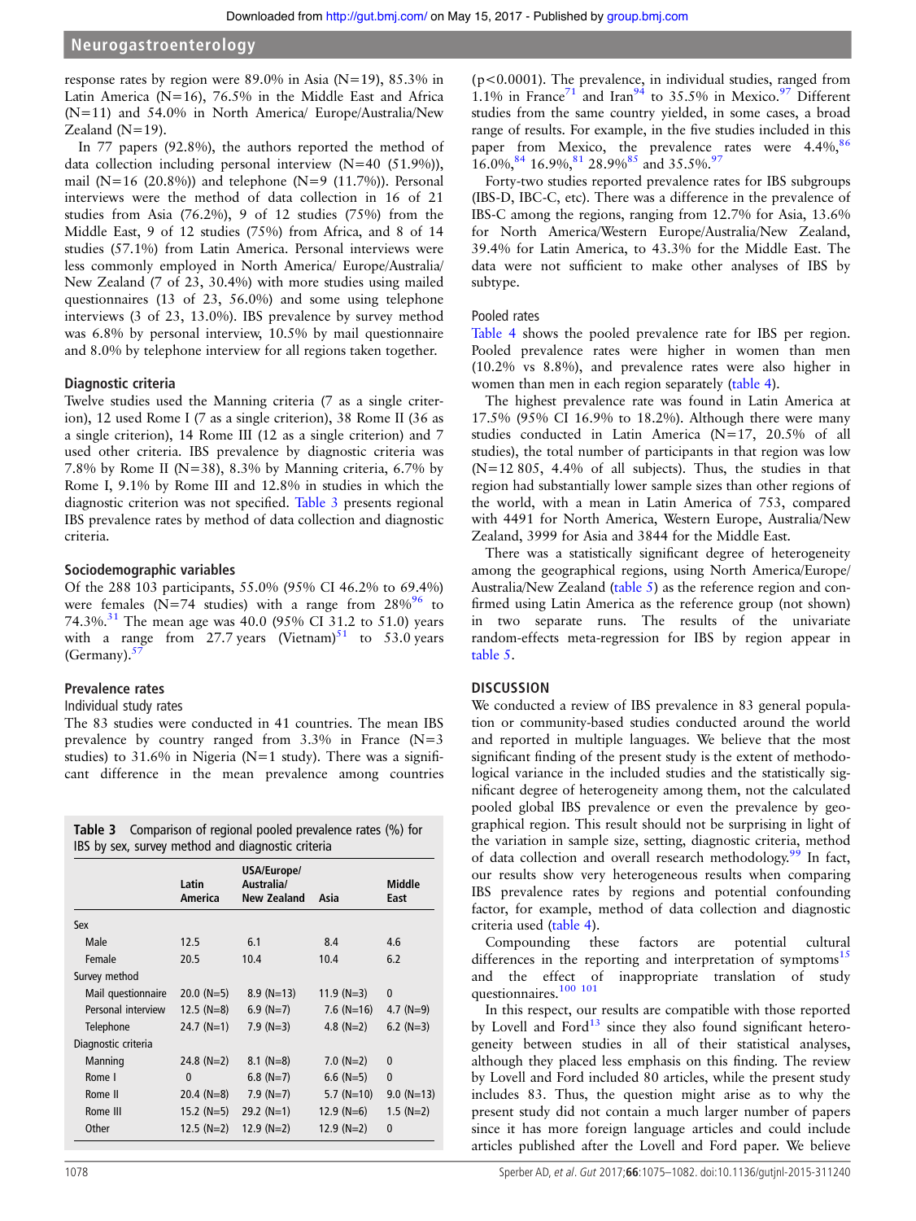response rates by region were 89.0% in Asia (N=19), 85.3% in Latin America (N=16), 76.5% in the Middle East and Africa (N=11) and 54.0% in North America/ Europe/Australia/New Zealand (N=19).

In 77 papers (92.8%), the authors reported the method of data collection including personal interview (N=40 (51.9%)), mail (N=16 (20.8%)) and telephone (N=9 (11.7%)). Personal interviews were the method of data collection in 16 of 21 studies from Asia (76.2%), 9 of 12 studies (75%) from the Middle East, 9 of 12 studies (75%) from Africa, and 8 of 14 studies (57.1%) from Latin America. Personal interviews were less commonly employed in North America/ Europe/Australia/ New Zealand (7 of 23, 30.4%) with more studies using mailed questionnaires (13 of 23, 56.0%) and some using telephone interviews (3 of 23, 13.0%). IBS prevalence by survey method was 6.8% by personal interview, 10.5% by mail questionnaire and 8.0% by telephone interview for all regions taken together.

### Diagnostic criteria

Twelve studies used the Manning criteria (7 as a single criterion), 12 used Rome I (7 as a single criterion), 38 Rome II (36 as a single criterion), 14 Rome III (12 as a single criterion) and 7 used other criteria. IBS prevalence by diagnostic criteria was 7.8% by Rome II (N=38), 8.3% by Manning criteria, 6.7% by Rome I, 9.1% by Rome III and 12.8% in studies in which the diagnostic criterion was not specified. Table 3 presents regional IBS prevalence rates by method of data collection and diagnostic criteria.

### Sociodemographic variables

Of the 288 103 participants, 55.0% (95% CI 46.2% to 69.4%) were females (N=74 studies) with a range from 28%[96] to 74.3%.[31] The mean age was 40.0 (95% CI 31.2 to 51.0) years with a range from 27.7 years (Vietnam)[51] to 53.0 years (Germany).[57]

### Prevalence rates

#### Individual study rates

The 83 studies were conducted in 41 countries. The mean IBS prevalence by country ranged from 3.3% in France (N=3 studies) to 31.6% in Nigeria (N=1 study). There was a significant difference in the mean prevalence among countries (p<0.0001). The prevalence, in individual studies, ranged from 1.1% in France[71] and Iran[94] to 35.5% in Mexico.[97] Different studies from the same country yielded, in some cases, a broad range of results. For example, in the five studies included in this paper from Mexico, the prevalence rates were 4.4%,[86] 16.0%,[84] 16.9%,[81] 28.9%[85] and 35.5%.[97]

Forty-two studies reported prevalence rates for IBS subgroups (IBS-D, IBC-C, etc). There was a difference in the prevalence of IBS-C among the regions, ranging from 12.7% for Asia, 13.6% for North America/Western Europe/Australia/New Zealand, 39.4% for Latin America, to 43.3% for the Middle East. The data were not sufficient to make other analyses of IBS by subtype.

#### Pooled rates

Table 4 shows the pooled prevalence rate for IBS per region. Pooled prevalence rates were higher in women than men (10.2% vs 8.8%), and prevalence rates were also higher in women than men in each region separately (table 4).

The highest prevalence rate was found in Latin America at 17.5% (95% CI 16.9% to 18.2%). Although there were many studies conducted in Latin America (N=17, 20.5% of all studies), the total number of participants in that region was low (N=12 805, 4.4% of all subjects). Thus, the studies in that region had substantially lower sample sizes than other regions of the world, with a mean in Latin America of 753, compared with 4491 for North America, Western Europe, Australia/New Zealand, 3999 for Asia and 3844 for the Middle East.

There was a statistically significant degree of heterogeneity among the geographical regions, using North America/Europe/ Australia/New Zealand (table 5) as the reference region and confirmed using Latin America as the reference group (not shown) in two separate runs. The results of the univariate random-effects meta-regression for IBS by region appear in table 5.

**Table 3** Comparison of regional pooled prevalence rates (%) for IBS by sex, survey method and diagnostic criteria

| | Latin America | USA/Europe/ Australia/ New Zealand | Asia | Middle East |
|---|---|---|---|---|
| Sex | | | | |
| Male | 12.5 | 6.1 | 8.4 | 4.6 |
| Female | 20.5 | 10.4 | 10.4 | 6.2 |
| Survey method | | | | |
| Mail questionnaire | 20.0 (N=5) | 8.9 (N=13) | 11.9 (N=3) | 0 |
| Personal interview | 12.5 (N=8) | 6.9 (N=7) | 7.6 (N=16) | 4.7 (N=9) |
| Telephone | 24.7 (N=1) | 7.9 (N=3) | 4.8 (N=2) | 6.2 (N=3) |
| Diagnostic criteria | | | | |
| Manning | 24.8 (N=2) | 8.1 (N=8) | 7.0 (N=2) | 0 |
| Rome I | 0 | 6.8 (N=7) | 6.6 (N=5) | 0 |
| Rome II | 20.4 (N=8) | 7.9 (N=7) | 5.7 (N=10) | 9.0 (N=13) |
| Rome III | 15.2 (N=5) | 29.2 (N=1) | 12.9 (N=6) | 1.5 (N=2) |
| Other | 12.5 (N=2) | 12.9 (N=2) | 12.9 (N=2) | 0 |

## DISCUSSION

We conducted a review of IBS prevalence in 83 general population or community-based studies conducted around the world and reported in multiple languages. We believe that the most significant finding of the present study is the extent of methodological variance in the included studies and the statistically significant degree of heterogeneity among them, not the calculated pooled global IBS prevalence or even the prevalence by geographical region. This result should not be surprising in light of the variation in sample size, setting, diagnostic criteria, method of data collection and overall research methodology.[99] In fact, our results show very heterogeneous results when comparing IBS prevalence rates by regions and potential confounding factor, for example, method of data collection and diagnostic criteria used (table 4).

Compounding these factors are potential cultural differences in the reporting and interpretation of symptoms[15] and the effect of inappropriate translation of study questionnaires.[100 101]

In this respect, our results are compatible with those reported by Lovell and Ford[13] since they also found significant heterogeneity between studies in all of their statistical analyses, although they placed less emphasis on this finding. The review by Lovell and Ford included 80 articles, while the present study includes 83. Thus, the question might arise as to why the present study did not contain a much larger number of papers since it has more foreign language articles and could include articles published after the Lovell and Ford paper. We believe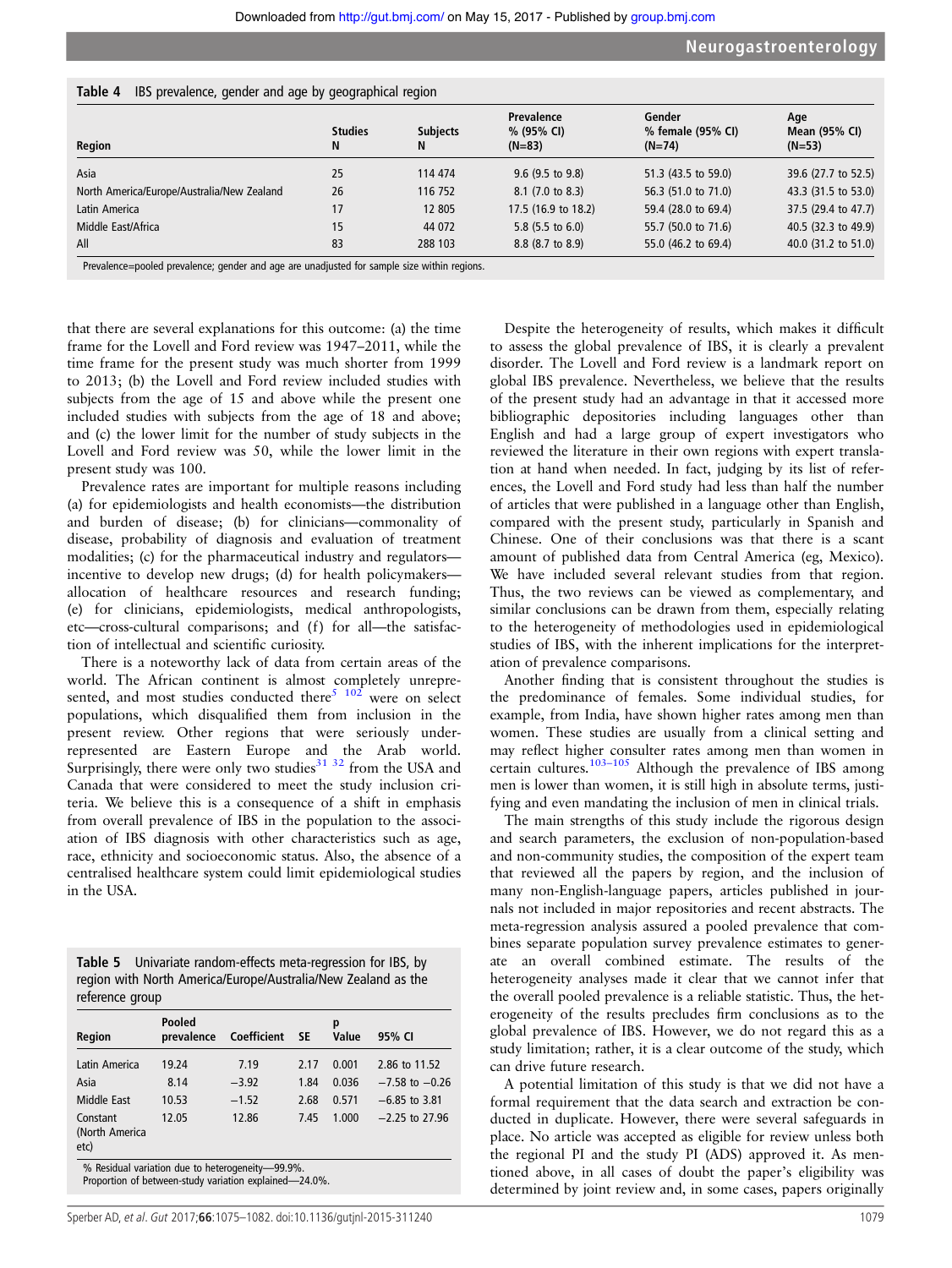Table 4 IBS prevalence, gender and age by geographical region

| Region | Studies N | Subjects N | Prevalence % (95% CI) (N=83) | Gender % female (95% CI) (N=74) | Age Mean (95% CI) (N=53) |
|---|---|---|---|---|---|
| Asia | 25 | 114 474 | 9.6 (9.5 to 9.8) | 51.3 (43.5 to 59.0) | 39.6 (27.7 to 52.5) |
| North America/Europe/Australia/New Zealand | 26 | 116 752 | 8.1 (7.0 to 8.3) | 56.3 (51.0 to 71.0) | 43.3 (31.5 to 53.0) |
| Latin America | 17 | 12 805 | 17.5 (16.9 to 18.2) | 59.4 (28.0 to 69.4) | 37.5 (29.4 to 47.7) |
| Middle East/Africa | 15 | 44 072 | 5.8 (5.5 to 6.0) | 55.7 (50.0 to 71.6) | 40.5 (32.3 to 49.9) |
| All | 83 | 288 103 | 8.8 (8.7 to 8.9) | 55.0 (46.2 to 69.4) | 40.0 (31.2 to 51.0) |

Prevalence=pooled prevalence; gender and age are unadjusted for sample size within regions.

that there are several explanations for this outcome: (a) the time frame for the Lovell and Ford review was 1947–2011, while the time frame for the present study was much shorter from 1999 to 2013; (b) the Lovell and Ford review included studies with subjects from the age of 15 and above while the present one included studies with subjects from the age of 18 and above; and (c) the lower limit for the number of study subjects in the Lovell and Ford review was 50, while the lower limit in the present study was 100.

Prevalence rates are important for multiple reasons including (a) for epidemiologists and health economists—the distribution and burden of disease; (b) for clinicians—commonality of disease, probability of diagnosis and evaluation of treatment modalities; (c) for the pharmaceutical industry and regulators—incentive to develop new drugs; (d) for health policymakers—allocation of healthcare resources and research funding; (e) for clinicians, epidemiologists, medical anthropologists, etc—cross-cultural comparisons; and (f) for all—the satisfaction of intellectual and scientific curiosity.

There is a noteworthy lack of data from certain areas of the world. The African continent is almost completely unrepresented, and most studies conducted there[5 102] were on select populations, which disqualified them from inclusion in the present review. Other regions that were seriously underrepresented are Eastern Europe and the Arab world. Surprisingly, there were only two studies[31 32] from the USA and Canada that were considered to meet the study inclusion criteria. We believe this is a consequence of a shift in emphasis from overall prevalence of IBS in the population to the association of IBS diagnosis with other characteristics such as age, race, ethnicity and socioeconomic status. Also, the absence of a centralised healthcare system could limit epidemiological studies in the USA.

Table 5 Univariate random-effects meta-regression for IBS, by region with North America/Europe/Australia/New Zealand as the reference group

| Region | Pooled prevalence | Coefficient | SE | p Value | 95% CI |
|---|---|---|---|---|---|
| Latin America | 19.24 | 7.19 | 2.17 | 0.001 | 2.86 to 11.52 |
| Asia | 8.14 | −3.92 | 1.84 | 0.036 | −7.58 to −0.26 |
| Middle East | 10.53 | −1.52 | 2.68 | 0.571 | −6.85 to 3.81 |
| Constant (North America etc) | 12.05 | 12.86 | 7.45 | 1.000 | −2.25 to 27.96 |

% Residual variation due to heterogeneity—99.9%.
Proportion of between-study variation explained—24.0%.

Despite the heterogeneity of results, which makes it difficult to assess the global prevalence of IBS, it is clearly a prevalent disorder. The Lovell and Ford review is a landmark report on global IBS prevalence. Nevertheless, we believe that the results of the present study had an advantage in that it accessed more bibliographic depositories including languages other than English and had a large group of expert investigators who reviewed the literature in their own regions with expert translation at hand when needed. In fact, judging by its list of references, the Lovell and Ford study had less than half the number of articles that were published in a language other than English, compared with the present study, particularly in Spanish and Chinese. One of their conclusions was that there is a scant amount of published data from Central America (eg, Mexico). We have included several relevant studies from that region. Thus, the two reviews can be viewed as complementary, and similar conclusions can be drawn from them, especially relating to the heterogeneity of methodologies used in epidemiological studies of IBS, with the inherent implications for the interpretation of prevalence comparisons.

Another finding that is consistent throughout the studies is the predominance of females. Some individual studies, for example, from India, have shown higher rates among men than women. These studies are usually from a clinical setting and may reflect higher consulter rates among men than women in certain cultures.[103–105] Although the prevalence of IBS among men is lower than women, it is still high in absolute terms, justifying and even mandating the inclusion of men in clinical trials.

The main strengths of this study include the rigorous design and search parameters, the exclusion of non-population-based and non-community studies, the composition of the expert team that reviewed all the papers by region, and the inclusion of many non-English-language papers, articles published in journals not included in major repositories and recent abstracts. The meta-regression analysis assured a pooled prevalence that combines separate population survey prevalence estimates to generate an overall combined estimate. The results of the heterogeneity analyses made it clear that we cannot infer that the overall pooled prevalence is a reliable statistic. Thus, the heterogeneity of the results precludes firm conclusions as to the global prevalence of IBS. However, we do not regard this as a study limitation; rather, it is a clear outcome of the study, which can drive future research.

A potential limitation of this study is that we did not have a formal requirement that the data search and extraction be conducted in duplicate. However, there were several safeguards in place. No article was accepted as eligible for review unless both the regional PI and the study PI (ADS) approved it. As mentioned above, in all cases of doubt the paper's eligibility was determined by joint review and, in some cases, papers originally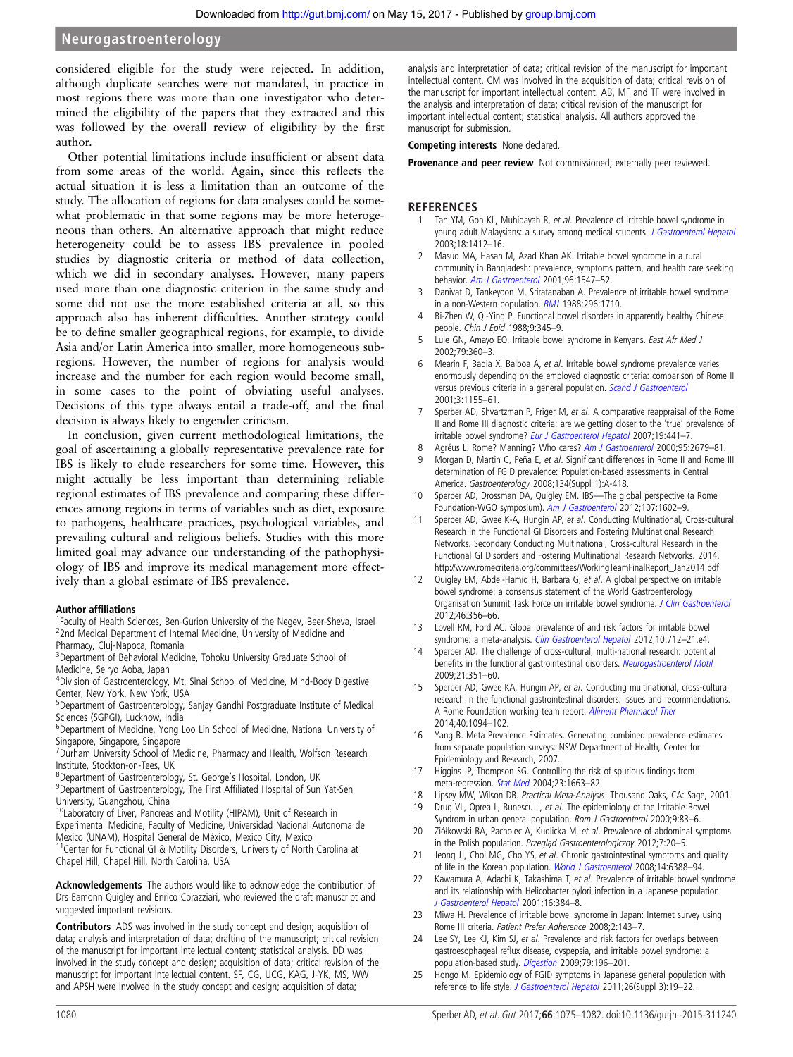considered eligible for the study were rejected. In addition, although duplicate searches were not mandated, in practice in most regions there was more than one investigator who determined the eligibility of the papers that they extracted and this was followed by the overall review of eligibility by the first author.

Other potential limitations include insufficient or absent data from some areas of the world. Again, since this reflects the actual situation it is less a limitation than an outcome of the study. The allocation of regions for data analyses could be somewhat problematic in that some regions may be more heterogeneous than others. An alternative approach that might reduce heterogeneity could be to assess IBS prevalence in pooled studies by diagnostic criteria or method of data collection, which we did in secondary analyses. However, many papers used more than one diagnostic criterion in the same study and some did not use the more established criteria at all, so this approach also has inherent difficulties. Another strategy could be to define smaller geographical regions, for example, to divide Asia and/or Latin America into smaller, more homogeneous subregions. However, the number of regions for analysis would increase and the number for each region would become small, in some cases to the point of obviating useful analyses. Decisions of this type always entail a trade-off, and the final decision is always likely to engender criticism.

In conclusion, given current methodological limitations, the goal of ascertaining a globally representative prevalence rate for IBS is likely to elude researchers for some time. However, this might actually be less important than determining reliable regional estimates of IBS prevalence and comparing these differences among regions in terms of variables such as diet, exposure to pathogens, healthcare practices, psychological variables, and prevailing cultural and religious beliefs. Studies with this more limited goal may advance our understanding of the pathophysiology of IBS and improve its medical management more effectively than a global estimate of IBS prevalence.

**Author affiliations**

[1]Faculty of Health Sciences, Ben-Gurion University of the Negev, Beer-Sheva, Israel
[2]2nd Medical Department of Internal Medicine, University of Medicine and Pharmacy, Cluj-Napoca, Romania
[3]Department of Behavioral Medicine, Tohoku University Graduate School of Medicine, Seiryo Aoba, Japan
[4]Division of Gastroenterology, Mt. Sinai School of Medicine, Mind-Body Digestive Center, New York, New York, USA
[5]Department of Gastroenterology, Sanjay Gandhi Postgraduate Institute of Medical Sciences (SGPGI), Lucknow, India
[6]Department of Medicine, Yong Loo Lin School of Medicine, National University of Singapore, Singapore, Singapore
[7]Durham University School of Medicine, Pharmacy and Health, Wolfson Research Institute, Stockton-on-Tees, UK
[8]Department of Gastroenterology, St. George's Hospital, London, UK
[9]Department of Gastroenterology, The First Affiliated Hospital of Sun Yat-Sen University, Guangzhou, China
[10]Laboratory of Liver, Pancreas and Motility (HIPAM), Unit of Research in Experimental Medicine, Faculty of Medicine, Universidad Nacional Autonoma de Mexico (UNAM), Hospital General de México, Mexico City, Mexico
[11]Center for Functional GI & Motility Disorders, University of North Carolina at Chapel Hill, Chapel Hill, North Carolina, USA

**Acknowledgements** The authors would like to acknowledge the contribution of Drs Eamonn Quigley and Enrico Corazziari, who reviewed the draft manuscript and suggested important revisions.

**Contributors** ADS was involved in the study concept and design; acquisition of data; analysis and interpretation of data; drafting of the manuscript; critical revision of the manuscript for important intellectual content; statistical analysis. DD was involved in the study concept and design; acquisition of data; critical revision of the manuscript for important intellectual content. SF, CG, UCG, KAG, J-YK, MS, WW and APSH were involved in the study concept and design; acquisition of data; analysis and interpretation of data; critical revision of the manuscript for important intellectual content. CM was involved in the acquisition of data; critical revision of the manuscript for important intellectual content. AB, MF and TF were involved in the analysis and interpretation of data; critical revision of the manuscript for important intellectual content; statistical analysis. All authors approved the manuscript for submission.

**Competing interests** None declared.

**Provenance and peer review** Not commissioned; externally peer reviewed.

## REFERENCES

1. Tan YM, Goh KL, Muhidayah R, *et al*. Prevalence of irritable bowel syndrome in young adult Malaysians: a survey among medical students. *J Gastroenterol Hepatol* 2003;18:1412–16.
2. Masud MA, Hasan M, Azad Khan AK. Irritable bowel syndrome in a rural community in Bangladesh: prevalence, symptoms pattern, and health care seeking behavior. *Am J Gastroenterol* 2001;96:1547–52.
3. Danivat D, Tankeyoon M, Sriratanaban A. Prevalence of irritable bowel syndrome in a non-Western population. *BMJ* 1988;296:1710.
4. Bi-Zhen W, Qi-Ying P. Functional bowel disorders in apparently healthy Chinese people. *Chin J Epid* 1988;9:345–9.
5. Lule GN, Amayo EO. Irritable bowel syndrome in Kenyans. *East Afr Med J* 2002;79:360–3.
6. Mearin F, Badia X, Balboa A, *et al*. Irritable bowel syndrome prevalence varies enormously depending on the employed diagnostic criteria: comparison of Rome II versus previous criteria in a general population. *Scand J Gastroenterol* 2001;3:1155–61.
7. Sperber AD, Shvartzman P, Friger M, *et al*. A comparative reappraisal of the Rome II and Rome III diagnostic criteria: are we getting closer to the 'true' prevalence of irritable bowel syndrome? *Eur J Gastroenterol Hepatol* 2007;19:441–7.
8. Agréus L. Rome? Manning? Who cares? *Am J Gastroenterol* 2000;95:2679–81.
9. Morgan D, Martin C, Peña E, *et al*. Significant differences in Rome II and Rome III determination of FGID prevalence: Population-based assessments in Central America. *Gastroenterology* 2008;134(Suppl 1):A-418.
10. Sperber AD, Drossman DA, Quigley EM. IBS—The global perspective (a Rome Foundation-WGO symposium). *Am J Gastroenterol* 2012;107:1602–9.
11. Sperber AD, Gwee K-A, Hungin AP, *et al*. Conducting Multinational, Cross-cultural Research in the Functional GI Disorders and Fostering Multinational Research Networks. Secondary Conducting Multinational, Cross-cultural Research in the Functional GI Disorders and Fostering Multinational Research Networks. 2014. http://www.romecriteria.org/committees/WorkingTeamFinalReport_Jan2014.pdf
12. Quigley EM, Abdel-Hamid H, Barbara G, *et al*. A global perspective on irritable bowel syndrome: a consensus statement of the World Gastroenterology Organisation Summit Task Force on irritable bowel syndrome. *J Clin Gastroenterol* 2012;46:356–66.
13. Lovell RM, Ford AC. Global prevalence of and risk factors for irritable bowel syndrome: a meta-analysis. *Clin Gastroenterol Hepatol* 2012;10:712–21.e4.
14. Sperber AD. The challenge of cross-cultural, multi-national research: potential benefits in the functional gastrointestinal disorders. *Neurogastroenterol Motil* 2009;21:351–60.
15. Sperber AD, Gwee KA, Hungin AP, *et al*. Conducting multinational, cross-cultural research in the functional gastrointestinal disorders: issues and recommendations. A Rome Foundation working team report. *Aliment Pharmacol Ther* 2014;40:1094–102.
16. Yang B. Meta Prevalence Estimates. Generating combined prevalence estimates from separate population surveys: NSW Department of Health, Center for Epidemiology and Research, 2007.
17. Higgins JP, Thompson SG. Controlling the risk of spurious findings from meta-regression. *Stat Med* 2004;23:1663–82.
18. Lipsey MW, Wilson DB. *Practical Meta-Analysis*. Thousand Oaks, CA: Sage, 2001.
19. Drug VL, Oprea L, Bunescu L, *et al*. The epidemiology of the Irritable Bowel Syndrom in urban general population. *Rom J Gastroenterol* 2000;9:83–6.
20. Ziółkowski BA, Pacholec A, Kudlicka M, *et al*. Prevalence of abdominal symptoms in the Polish population. *Przegląd Gastroenterologiczny* 2012;7:20–5.
21. Jeong JJ, Choi MG, Cho YS, *et al*. Chronic gastrointestinal symptoms and quality of life in the Korean population. *World J Gastroenterol* 2008;14:6388–94.
22. Kawamura A, Adachi K, Takashima T, *et al*. Prevalence of irritable bowel syndrome and its relationship with Helicobacter pylori infection in a Japanese population. *J Gastroenterol Hepatol* 2001;16:384–8.
23. Miwa H. Prevalence of irritable bowel syndrome in Japan: Internet survey using Rome III criteria. *Patient Prefer Adherence* 2008;2:143–7.
24. Lee SY, Lee KJ, Kim SJ, *et al*. Prevalence and risk factors for overlaps between gastroesophageal reflux disease, dyspepsia, and irritable bowel syndrome: a population-based study. *Digestion* 2009;79:196–201.
25. Hongo M. Epidemiology of FGID symptoms in Japanese general population with reference to life style. *J Gastroenterol Hepatol* 2011;26(Suppl 3):19–22.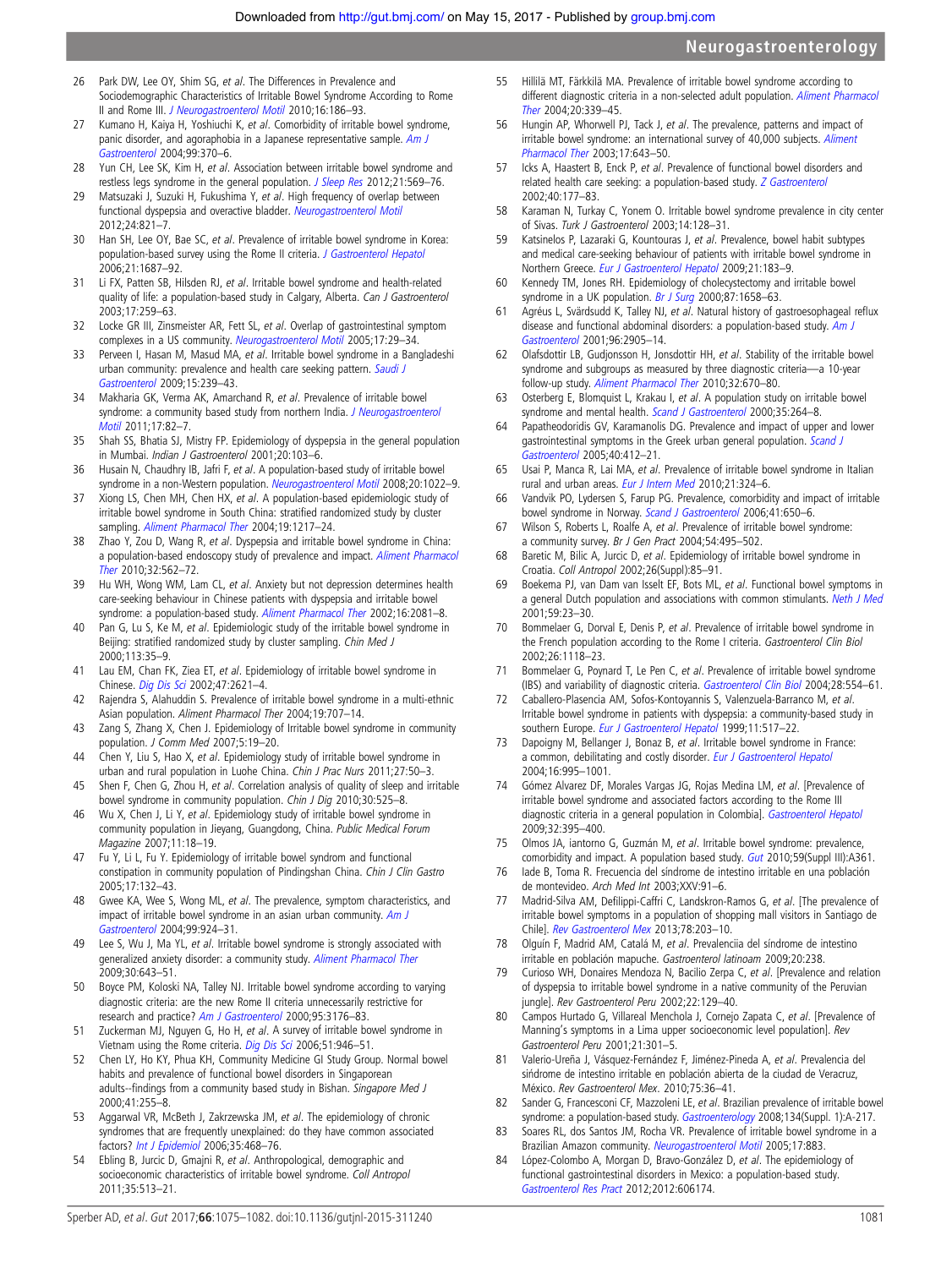26 Park DW, Lee OY, Shim SG, *et al*. The Differences in Prevalence and Sociodemographic Characteristics of Irritable Bowel Syndrome According to Rome II and Rome III. *J Neurogastroenterol Motil* 2010;16:186–93.
27 Kumano H, Kaiya H, Yoshiuchi K, *et al*. Comorbidity of irritable bowel syndrome, panic disorder, and agoraphobia in a Japanese representative sample. *Am J Gastroenterol* 2004;99:370–6.
28 Yun CH, Lee SK, Kim H, *et al*. Association between irritable bowel syndrome and restless legs syndrome in the general population. *J Sleep Res* 2012;21:569–76.
29 Matsuzaki J, Suzuki H, Fukushima Y, *et al*. High frequency of overlap between functional dyspepsia and overactive bladder. *Neurogastroenterol Motil* 2012;24:821–7.
30 Han SH, Lee OY, Bae SC, *et al*. Prevalence of irritable bowel syndrome in Korea: population-based survey using the Rome II criteria. *J Gastroenterol Hepatol* 2006;21:1687–92.
31 Li FX, Patten SB, Hilsden RJ, *et al*. Irritable bowel syndrome and health-related quality of life: a population-based study in Calgary, Alberta. *Can J Gastroenterol* 2003;17:259–63.
32 Locke GR III, Zinsmeister AR, Fett SL, *et al*. Overlap of gastrointestinal symptom complexes in a US community. *Neurogastroenterol Motil* 2005;17:29–34.
33 Perveen I, Hasan M, Masud MA, *et al*. Irritable bowel syndrome in a Bangladeshi urban community: prevalence and health care seeking pattern. *Saudi J Gastroenterol* 2009;15:239–43.
34 Makharia GK, Verma AK, Amarchand R, *et al*. Prevalence of irritable bowel syndrome: a community based study from northern India. *J Neurogastroenterol Motil* 2011;17:82–7.
35 Shah SS, Bhatia SJ, Mistry FP. Epidemiology of dyspepsia in the general population in Mumbai. *Indian J Gastroenterol* 2001;20:103–6.
36 Husain N, Chaudhry IB, Jafri F, *et al*. A population-based study of irritable bowel syndrome in a non-Western population. *Neurogastroenterol Motil* 2008;20:1022–9.
37 Xiong LS, Chen MH, Chen HX, *et al*. A population-based epidemiologic study of irritable bowel syndrome in South China: stratified randomized study by cluster sampling. *Aliment Pharmacol Ther* 2004;19:1217–24.
38 Zhao Y, Zou D, Wang R, *et al*. Dyspepsia and irritable bowel syndrome in China: a population-based endoscopy study of prevalence and impact. *Aliment Pharmacol Ther* 2010;32:562–72.
39 Hu WH, Wong WM, Lam CL, *et al*. Anxiety but not depression determines health care-seeking behaviour in Chinese patients with dyspepsia and irritable bowel syndrome: a population-based study. *Aliment Pharmacol Ther* 2002;16:2081–8.
40 Pan G, Lu S, Ke M, *et al*. Epidemiologic study of the irritable bowel syndrome in Beijing: stratified randomized study by cluster sampling. *Chin Med J* 2000;113:35–9.
41 Lau EM, Chan FK, Ziea ET, *et al*. Epidemiology of irritable bowel syndrome in Chinese. *Dig Dis Sci* 2002;47:2621–4.
42 Rajendra S, Alahuddin S. Prevalence of irritable bowel syndrome in a multi-ethnic Asian population. *Aliment Pharmacol Ther* 2004;19:707–14.
43 Zang S, Zhang X, Chen J. Epidemiology of Irritable bowel syndrome in community population. *J Comm Med* 2007;5:19–20.
44 Chen Y, Liu S, Hao X, *et al*. Epidemiology study of irritable bowel syndrome in urban and rural population in Luohe China. *Chin J Prac Nurs* 2011;27:50–3.
45 Shen F, Chen G, Zhou H, *et al*. Correlation analysis of quality of sleep and irritable bowel syndrome in community population. *Chin J Dig* 2010;30:525–8.
46 Wu X, Chen J, Li Y, *et al*. Epidemiology study of irritable bowel syndrome in community population in Jieyang, Guangdong, China. *Public Medical Forum Magazine* 2007;11:18–19.
47 Fu Y, Li L, Fu Y. Epidemiology of irritable bowel syndrom and functional constipation in community population of Pindingshan China. *Chin J Clin Gastro* 2005;17:132–43.
48 Gwee KA, Wee S, Wong ML, *et al*. The prevalence, symptom characteristics, and impact of irritable bowel syndrome in an asian urban community. *Am J Gastroenterol* 2004;99:924–31.
49 Lee S, Wu J, Ma YL, *et al*. Irritable bowel syndrome is strongly associated with generalized anxiety disorder: a community study. *Aliment Pharmacol Ther* 2009;30:643–51.
50 Boyce PM, Koloski NA, Talley NJ. Irritable bowel syndrome according to varying diagnostic criteria: are the new Rome II criteria unnecessarily restrictive for research and practice? *Am J Gastroenterol* 2000;95:3176–83.
51 Zuckerman MJ, Nguyen G, Ho H, *et al*. A survey of irritable bowel syndrome in Vietnam using the Rome criteria. *Dig Dis Sci* 2006;51:946–51.
52 Chen LY, Ho KY, Phua KH, Community Medicine GI Study Group. Normal bowel habits and prevalence of functional bowel disorders in Singaporean adults--findings from a community based study in Bishan. *Singapore Med J* 2000;41:255–8.
53 Aggarwal VR, McBeth J, Zakrzewska JM, *et al*. The epidemiology of chronic syndromes that are frequently unexplained: do they have common associated factors? *Int J Epidemiol* 2006;35:468–76.
54 Ebling B, Jurcic D, Gmajni R, *et al*. Anthropological, demographic and socioeconomic characteristics of irritable bowel syndrome. *Coll Antropol* 2011;35:513–21.
55 Hillilä MT, Färkkilä MA. Prevalence of irritable bowel syndrome according to different diagnostic criteria in a non-selected adult population. *Aliment Pharmacol Ther* 2004;20:339–45.
56 Hungin AP, Whorwell PJ, Tack J, *et al*. The prevalence, patterns and impact of irritable bowel syndrome: an international survey of 40,000 subjects. *Aliment Pharmacol Ther* 2003;17:643–50.
57 Icks A, Haastert B, Enck P, *et al*. Prevalence of functional bowel disorders and related health care seeking: a population-based study. *Z Gastroenterol* 2002;40:177–83.
58 Karaman N, Turkay C, Yonem O. Irritable bowel syndrome prevalence in city center of Sivas. *Turk J Gastroenterol* 2003;14:128–31.
59 Katsinelos P, Lazaraki G, Kountouras J, *et al*. Prevalence, bowel habit subtypes and medical care-seeking behaviour of patients with irritable bowel syndrome in Northern Greece. *Eur J Gastroenterol Hepatol* 2009;21:183–9.
60 Kennedy TM, Jones RH. Epidemiology of cholecystectomy and irritable bowel syndrome in a UK population. *Br J Surg* 2000;87:1658–63.
61 Agréus L, Svärdsudd K, Talley NJ, *et al*. Natural history of gastroesophageal reflux disease and functional abdominal disorders: a population-based study. *Am J Gastroenterol* 2001;96:2905–14.
62 Olafsdottir LB, Gudjonsson H, Jonsdottir HH, *et al*. Stability of the irritable bowel syndrome and subgroups as measured by three diagnostic criteria—a 10-year follow-up study. *Aliment Pharmacol Ther* 2010;32:670–80.
63 Osterberg E, Blomquist L, Krakau I, *et al*. A population study on irritable bowel syndrome and mental health. *Scand J Gastroenterol* 2000;35:264–8.
64 Papatheodoridis GV, Karamanolis DG. Prevalence and impact of upper and lower gastrointestinal symptoms in the Greek urban general population. *Scand J Gastroenterol* 2005;40:412–21.
65 Usai P, Manca R, Lai MA, *et al*. Prevalence of irritable bowel syndrome in Italian rural and urban areas. *Eur J Intern Med* 2010;21:324–6.
66 Vandvik PO, Lydersen S, Farup PG. Prevalence, comorbidity and impact of irritable bowel syndrome in Norway. *Scand J Gastroenterol* 2006;41:650–6.
67 Wilson S, Roberts L, Roalfe A, *et al*. Prevalence of irritable bowel syndrome: a community survey. *Br J Gen Pract* 2004;54:495–502.
68 Baretic M, Bilic A, Jurcic D, *et al*. Epidemiology of irritable bowel syndrome in Croatia. *Coll Antropol* 2002;26(Suppl):85–91.
69 Boekema PJ, van Dam van Isselt EF, Bots ML, *et al*. Functional bowel symptoms in a general Dutch population and associations with common stimulants. *Neth J Med* 2001;59:23–30.
70 Bommelaer G, Dorval E, Denis P, *et al*. Prevalence of irritable bowel syndrome in the French population according to the Rome I criteria. *Gastroenterol Clin Biol* 2002;26:1118–23.
71 Bommelaer G, Poynard T, Le Pen C, *et al*. Prevalence of irritable bowel syndrome (IBS) and variability of diagnostic criteria. *Gastroenterol Clin Biol* 2004;28:554–61.
72 Caballero-Plasencia AM, Sofos-Kontoyannis S, Valenzuela-Barranco M, *et al*. Irritable bowel syndrome in patients with dyspepsia: a community-based study in southern Europe. *Eur J Gastroenterol Hepatol* 1999;11:517–22.
73 Dapoigny M, Bellanger J, Bonaz B, *et al*. Irritable bowel syndrome in France: a common, debilitating and costly disorder. *Eur J Gastroenterol Hepatol* 2004;16:995–1001.
74 Gómez Alvarez DF, Morales Vargas JG, Rojas Medina LM, *et al*. [Prevalence of irritable bowel syndrome and associated factors according to the Rome III diagnostic criteria in a general population in Colombia]. *Gastroenterol Hepatol* 2009;32:395–400.
75 Olmos JA, iantorno G, Guzmán M, *et al*. Irritable bowel syndrome: prevalence, comorbidity and impact. A population based study. *Gut* 2010;59(Suppl III):A361.
76 Iade B, Toma R. Frecuencia del síndrome de intestino irritable en una población de montevideo. *Arch Med Int* 2003;XXV:91–6.
77 Madrid-Silva AM, Defilippi-Caffri C, Landskron-Ramos G, *et al*. [The prevalence of irritable bowel symptoms in a population of shopping mall visitors in Santiago de Chile]. *Rev Gastroenterol Mex* 2013;78:203–10.
78 Olguín F, Madrid AM, Catalá M, *et al*. Prevalenciia del síndrome de intestino irritable en población mapuche. *Gastroenterol latinoam* 2009;20:238.
79 Curioso WH, Donaires Mendoza N, Bacilio Zerpa C, *et al*. [Prevalence and relation of dyspepsia to irritable bowel syndrome in a native community of the Peruvian jungle]. *Rev Gastroenterol Peru* 2002;22:129–40.
80 Campos Hurtado G, Villareal Menchola J, Cornejo Zapata C, *et al*. [Prevalence of Manning's symptoms in a Lima upper socioeconomic level population]. *Rev Gastroenterol Peru* 2001;21:301–5.
81 Valerio-Ureña J, Vásquez-Fernández F, Jiménez-Pineda A, *et al*. Prevalencia del síndrome de intestino irritable en población abierta de la ciudad de Veracruz, México. *Rev Gastroenterol Mex*. 2010;75:36–41.
82 Sander G, Francesconi CF, Mazzoleni LE, *et al*. Brazilian prevalence of irritable bowel syndrome: a population-based study. *Gastroenterology* 2008;134(Suppl. 1):A-217.
83 Soares RL, dos Santos JM, Rocha VR. Prevalence of irritable bowel syndrome in a Brazilian Amazon community. *Neurogastroenterol Motil* 2005;17:883.
84 López-Colombo A, Morgan D, Bravo-González D, *et al*. The epidemiology of functional gastrointestinal disorders in Mexico: a population-based study. *Gastroenterol Res Pract* 2012;2012:606174.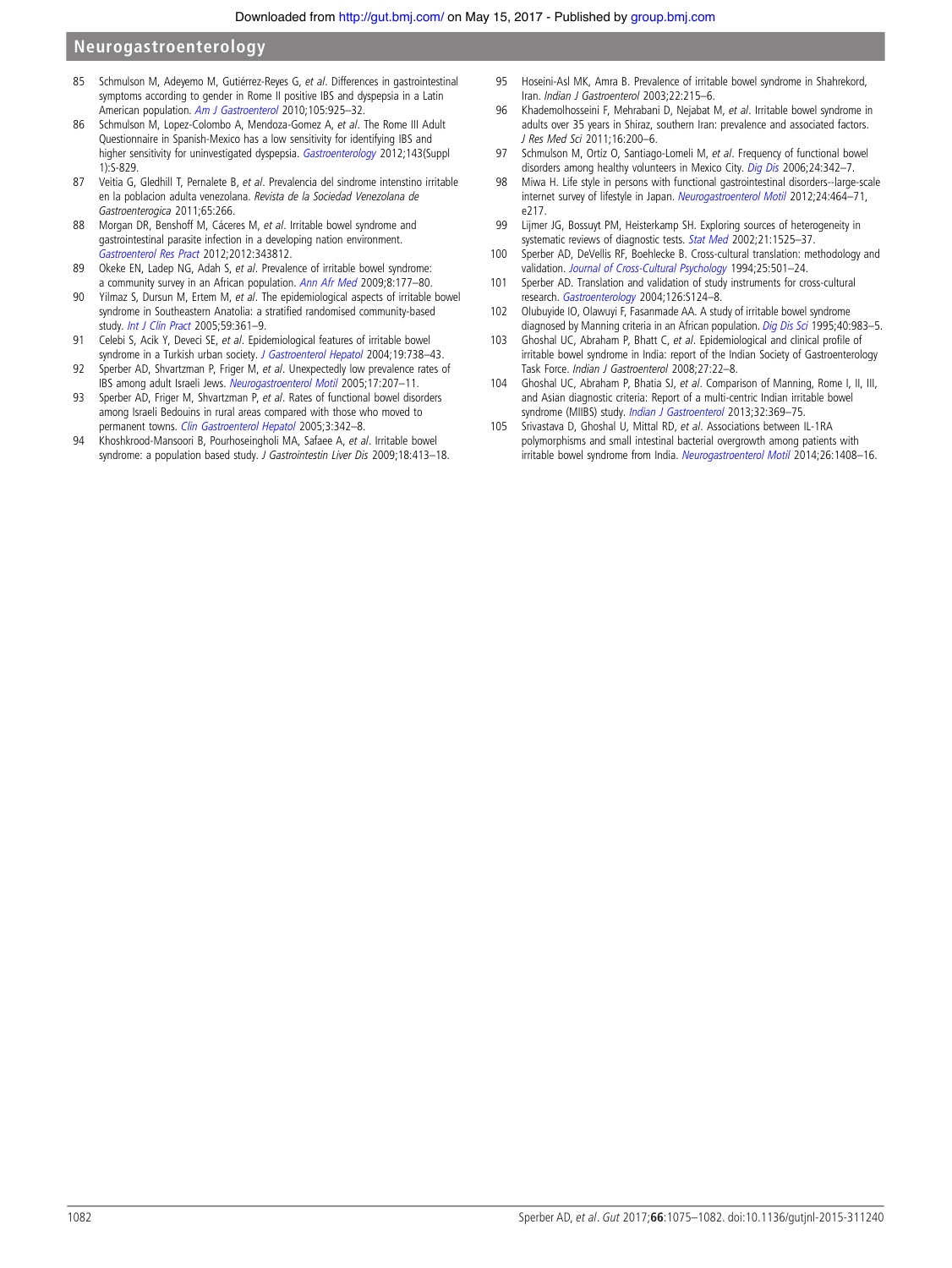85 Schmulson M, Adeyemo M, Gutiérrez-Reyes G, *et al*. Differences in gastrointestinal symptoms according to gender in Rome II positive IBS and dyspepsia in a Latin American population. *Am J Gastroenterol* 2010;105:925–32.

86 Schmulson M, Lopez-Colombo A, Mendoza-Gomez A, *et al*. The Rome III Adult Questionnaire in Spanish-Mexico has a low sensitivity for identifying IBS and higher sensitivity for uninvestigated dyspepsia. *Gastroenterology* 2012;143(Suppl 1):S-829.

87 Veitia G, Gledhill T, Pernalete B, *et al*. Prevalencia del sindrome intenstino irritable en la poblacion adulta venezolana. *Revista de la Sociedad Venezolana de Gastroenterogica* 2011;65:266.

88 Morgan DR, Benshoff M, Cáceres M, *et al*. Irritable bowel syndrome and gastrointestinal parasite infection in a developing nation environment. *Gastroenterol Res Pract* 2012;2012:343812.

89 Okeke EN, Ladep NG, Adah S, *et al*. Prevalence of irritable bowel syndrome: a community survey in an African population. *Ann Afr Med* 2009;8:177–80.

90 Yilmaz S, Dursun M, Ertem M, *et al*. The epidemiological aspects of irritable bowel syndrome in Southeastern Anatolia: a stratified randomised community-based study. *Int J Clin Pract* 2005;59:361–9.

91 Celebi S, Acik Y, Deveci SE, *et al*. Epidemiological features of irritable bowel syndrome in a Turkish urban society. *J Gastroenterol Hepatol* 2004;19:738–43.

92 Sperber AD, Shvartzman P, Friger M, *et al*. Unexpectedly low prevalence rates of IBS among adult Israeli Jews. *Neurogastroenterol Motil* 2005;17:207–11.

93 Sperber AD, Friger M, Shvartzman P, *et al*. Rates of functional bowel disorders among Israeli Bedouins in rural areas compared with those who moved to permanent towns. *Clin Gastroenterol Hepatol* 2005;3:342–8.

94 Khoshkrood-Mansoori B, Pourhoseingholi MA, Safaee A, *et al*. Irritable bowel syndrome: a population based study. *J Gastrointestin Liver Dis* 2009;18:413–18.

95 Hoseini-Asl MK, Amra B. Prevalence of irritable bowel syndrome in Shahrekord, Iran. *Indian J Gastroenterol* 2003;22:215–6.

96 Khademolhosseini F, Mehrabani D, Nejabat M, *et al*. Irritable bowel syndrome in adults over 35 years in Shiraz, southern Iran: prevalence and associated factors. *J Res Med Sci* 2011;16:200–6.

97 Schmulson M, Ortíz O, Santiago-Lomeli M, *et al*. Frequency of functional bowel disorders among healthy volunteers in Mexico City. *Dig Dis* 2006;24:342–7.

98 Miwa H. Life style in persons with functional gastrointestinal disorders--large-scale internet survey of lifestyle in Japan. *Neurogastroenterol Motil* 2012;24:464–71, e217.

99 Lijmer JG, Bossuyt PM, Heisterkamp SH. Exploring sources of heterogeneity in systematic reviews of diagnostic tests. *Stat Med* 2002;21:1525–37.

100 Sperber AD, DeVellis RF, Boehlecke B. Cross-cultural translation: methodology and validation. *Journal of Cross-Cultural Psychology* 1994;25:501–24.

101 Sperber AD. Translation and validation of study instruments for cross-cultural research. *Gastroenterology* 2004;126:S124–8.

102 Olubuyide IO, Olawuyi F, Fasanmade AA. A study of irritable bowel syndrome diagnosed by Manning criteria in an African population. *Dig Dis Sci* 1995;40:983–5.

103 Ghoshal UC, Abraham P, Bhatt C, *et al*. Epidemiological and clinical profile of irritable bowel syndrome in India: report of the Indian Society of Gastroenterology Task Force. *Indian J Gastroenterol* 2008;27:22–8.

104 Ghoshal UC, Abraham P, Bhatia SJ, *et al*. Comparison of Manning, Rome I, II, III, and Asian diagnostic criteria: Report of a multi-centric Indian irritable bowel syndrome (MIIBS) study. *Indian J Gastroenterol* 2013;32:369–75.

105 Srivastava D, Ghoshal U, Mittal RD, *et al*. Associations between IL-1RA polymorphisms and small intestinal bacterial overgrowth among patients with irritable bowel syndrome from India. *Neurogastroenterol Motil* 2014;26:1408–16.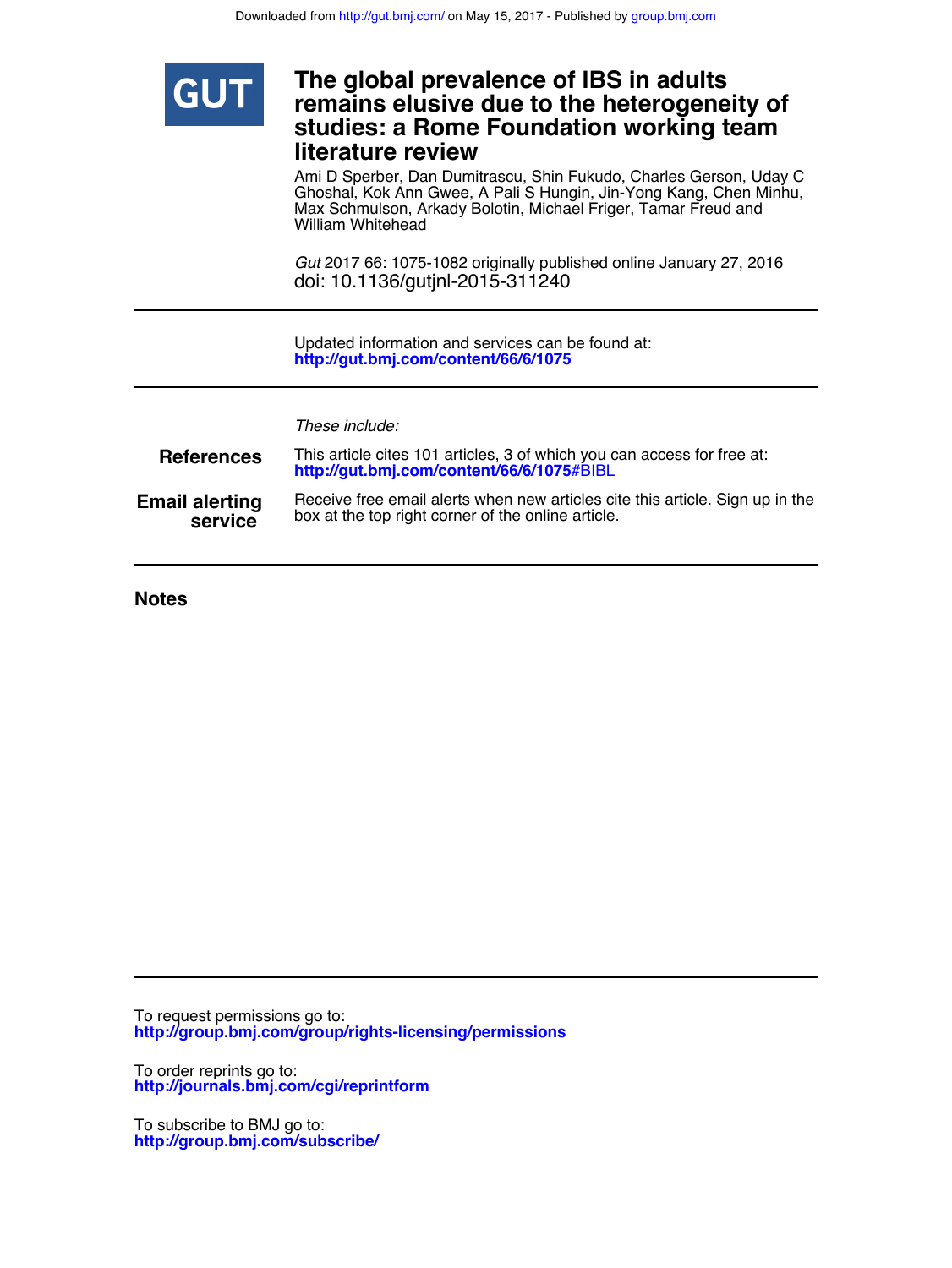Downloaded from http://gut.bmj.com/ on May 15, 2017 - Published by group.bmj.com

# The global prevalence of IBS in adults remains elusive due to the heterogeneity of studies: a Rome Foundation working team literature review

Ami D Sperber, Dan Dumitrascu, Shin Fukudo, Charles Gerson, Uday C Ghoshal, Kok Ann Gwee, A Pali S Hungin, Jin-Yong Kang, Chen Minhu, Max Schmulson, Arkady Bolotin, Michael Friger, Tamar Freud and William Whitehead

*Gut* 2017 66: 1075-1082 originally published online January 27, 2016
doi: 10.1136/gutjnl-2015-311240

---

Updated information and services can be found at:
**http://gut.bmj.com/content/66/6/1075**

---

*These include:*

**References**
This article cites 101 articles, 3 of which you can access for free at:
**http://gut.bmj.com/content/66/6/1075**#BIBL

**Email alerting service**
Receive free email alerts when new articles cite this article. Sign up in the box at the top right corner of the online article.

---

**Notes**

---

To request permissions go to:
**http://group.bmj.com/group/rights-licensing/permissions**

To order reprints go to:
**http://journals.bmj.com/cgi/reprintform**

To subscribe to BMJ go to:
**http://group.bmj.com/subscribe/**